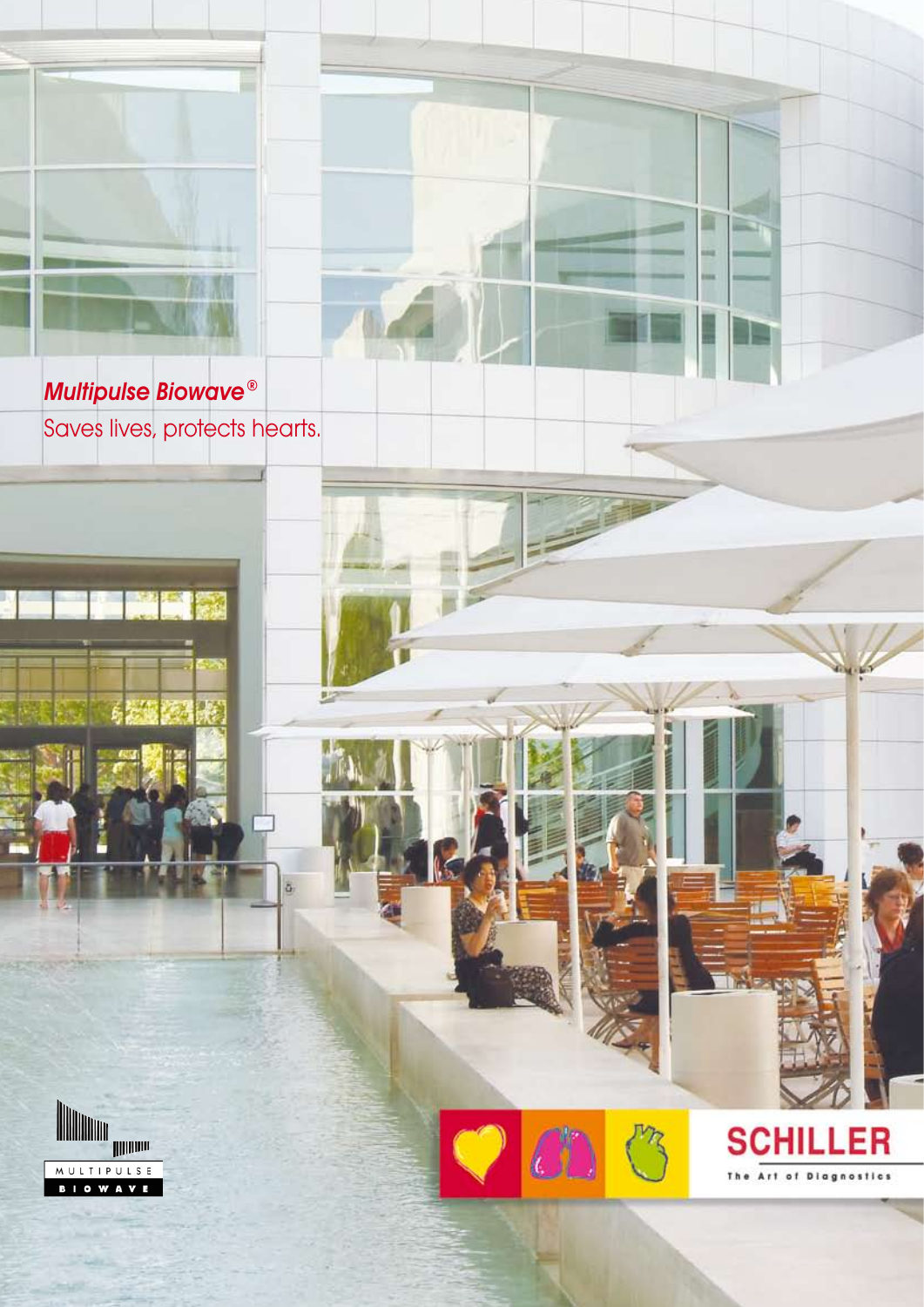*Multipulse Biowave®*

Saves lives, protects hearts.

MULTIPULSE BIOWAVE

SCHILLER

The Art of Diagnostics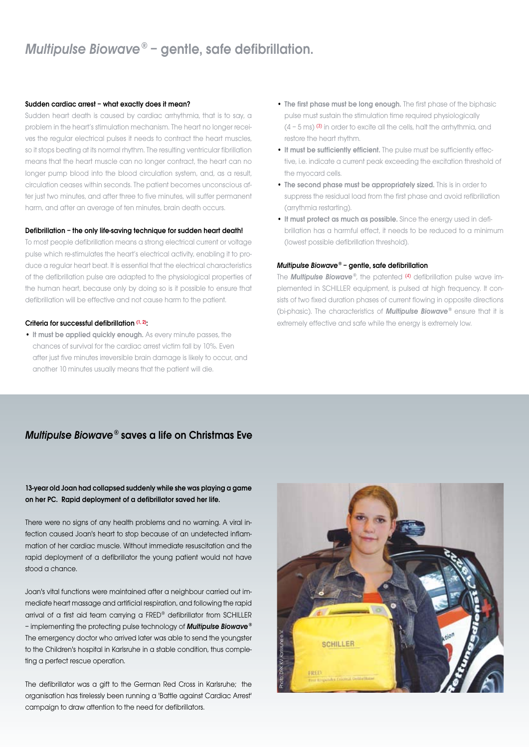# *Multipulse Biowave®* – gentle, safe defibrillation.

### Sudden cardiac arrest – what exactly does it mean?

Sudden heart death is caused by cardiac arrhythmia, that is to say, a problem in the heart's stimulation mechanism. The heart no longer receives the regular electrical pulses it needs to contract the heart muscles, so it stops beating at its normal rhythm. The resulting ventricular fibrillation means that the heart muscle can no longer contract, the heart can no longer pump blood into the blood circulation system, and, as a result, circulation ceases within seconds. The patient becomes unconscious after just two minutes, and after three to five minutes, will suffer permanent harm, and after an average of ten minutes, brain death occurs.

### Defibrillation – the only life-saving technique for sudden heart death!

To most people defibrillation means a strong electrical current or voltage pulse which re-stimulates the heart's electrical activity, enabling it to produce a regular heart beat. It is essential that the electrical characteristics of the defibrillation pulse are adapted to the physiological properties of the human heart, because only by doing so is it possible to ensure that defibrillation will be effective and not cause harm to the patient.

### Criteria for successful defibrillation [1, 2]:

- **It must be applied quickly enough.** As every minute passes, the chances of survival for the cardiac arrest victim fall by 10%. Even after just five minutes irreversible brain damage is likely to occur, and another 10 minutes usually means that the patient will die.
- **The first phase must be long enough.** The first phase of the biphasic pulse must sustain the stimulation time required physiologically (4 – 5 ms) [3] in order to excite all the cells, halt the arrhythmia, and restore the heart rhythm.
- **It must be sufficiently efficient.** The pulse must be sufficiently effective, i.e. indicate a current peak exceeding the excitation threshold of the myocard cells.
- **The second phase must be appropriately sized.** This is in order to suppress the residual load from the first phase and avoid refibrillation (arrythmia restarting).
- **It must protect as much as possible.** Since the energy used in defibrillation has a harmful effect, it needs to be reduced to a minimum (lowest possible defibrillation threshold).

### *Multipulse Biowave®* – gentle, safe defibrillation

The ***Multipulse Biowave®***, the patented [4] defibrillation pulse wave implemented in SCHILLER equipment, is pulsed at high frequency. It consists of two fixed duration phases of current flowing in opposite directions (bi-phasic). The characteristics of ***Multipulse Biowave®*** ensure that it is extremely effective and safe while the energy is extremely low.

## *Multipulse Biowave®* saves a life on Christmas Eve

**13-year old Joan had collapsed suddenly while she was playing a game on her PC. Rapid deployment of a defibrillator saved her life.**

There were no signs of any health problems and no warning. A viral infection caused Joan's heart to stop because of an undetected inflammation of her cardiac muscle. Without immediate resuscitation and the rapid deployment of a defibrillator the young patient would not have stood a chance.

Joan's vital functions were maintained after a neighbour carried out immediate heart massage and artificial respiration, and following the rapid arrival of a first aid team carrying a FRED® defibrillator from SCHILLER – implementing the protecting pulse technology of ***Multipulse Biowave®*** The emergency doctor who arrived later was able to send the youngster to the Children's hospital in Karlsruhe in a stable condition, thus completing a perfect rescue operation.

The defibrillator was a gift to the German Red Cross in Karlsruhe; the organisation has tirelessly been running a 'Battle against Cardiac Arrest' campaign to draw attention to the need for defibrillators.

Photo: DRK KV Karlsruhe e.V.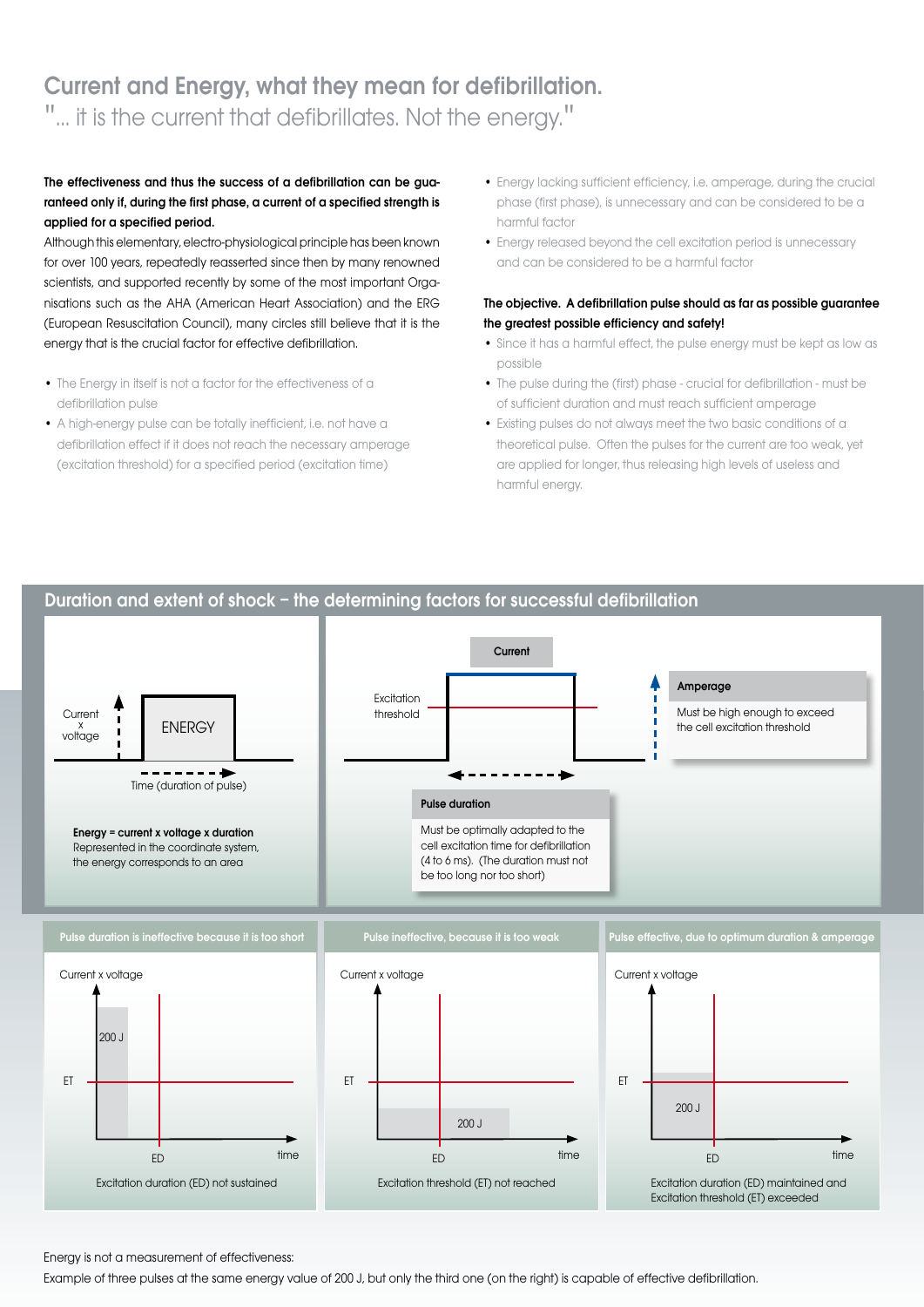# Current and Energy, what they mean for defibrillation.

"... it is the current that defibrillates. Not the energy."

**The effectiveness and thus the success of a defibrillation can be guaranteed only if, during the first phase, a current of a specified strength is applied for a specified period.**

Although this elementary, electro-physiological principle has been known for over 100 years, repeatedly reasserted since then by many renowned scientists, and supported recently by some of the most important Organisations such as the AHA (American Heart Association) and the ERG (European Resuscitation Council), many circles still believe that it is the energy that is the crucial factor for effective defibrillation.

- The Energy in itself is not a factor for the effectiveness of a defibrillation pulse
- A high-energy pulse can be totally inefficient, i.e. not have a defibrillation effect if it does not reach the necessary amperage (excitation threshold) for a specified period (excitation time)
- Energy lacking sufficient efficiency, i.e. amperage, during the crucial phase (first phase), is unnecessary and can be considered to be a harmful factor
- Energy released beyond the cell excitation period is unnecessary and can be considered to be a harmful factor

**The objective. A defibrillation pulse should as far as possible guarantee the greatest possible efficiency and safety!**

- Since it has a harmful effect, the pulse energy must be kept as low as possible
- The pulse during the (first) phase - crucial for defibrillation - must be of sufficient duration and must reach sufficient amperage
- Existing pulses do not always meet the two basic conditions of a theoretical pulse. Often the pulses for the current are too weak, yet are applied for longer, thus releasing high levels of useless and harmful energy.

## Duration and extent of shock – the determining factors for successful defibrillation

Current x voltage

ENERGY

Time (duration of pulse)

**Energy = current x voltage x duration**
Represented in the coordinate system, the energy corresponds to an area

Current

Excitation threshold

**Amperage**
Must be high enough to exceed the cell excitation threshold

**Pulse duration**
Must be optimally adapted to the cell excitation time for defibrillation (4 to 6 ms). (The duration must not be too long nor too short)

**Pulse duration is ineffective because it is too short**

Current x voltage — 200 J — ET — ED — time

Excitation duration (ED) not sustained

**Pulse ineffective, because it is too weak**

Current x voltage — ET — 200 J — ED — time

Excitation threshold (ET) not reached

**Pulse effective, due to optimum duration & amperage**

Current x voltage — ET — 200 J — ED — time

Excitation duration (ED) maintained and Excitation threshold (ET) exceeded

Energy is not a measurement of effectiveness:
Example of three pulses at the same energy value of 200 J, but only the third one (on the right) is capable of effective defibrillation.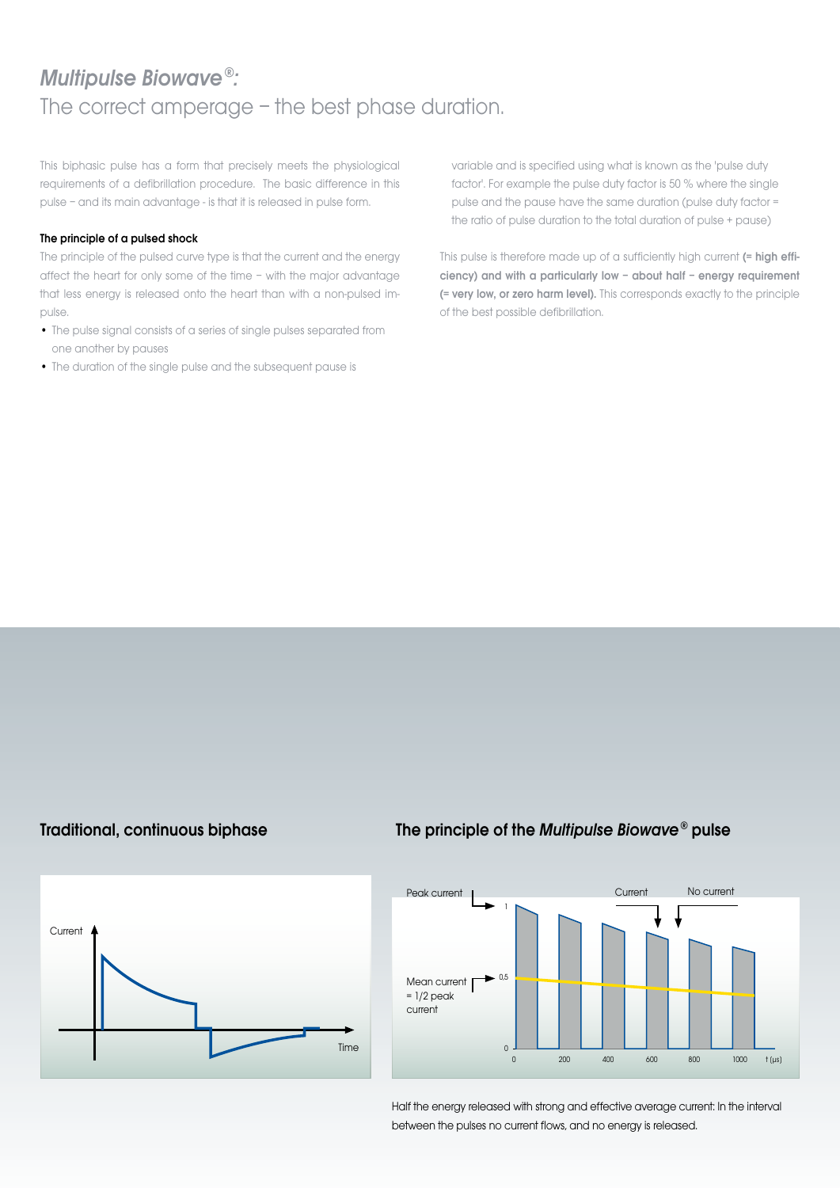# *Multipulse Biowave®:*
The correct amperage – the best phase duration.

This biphasic pulse has a form that precisely meets the physiological requirements of a defibrillation procedure. The basic difference in this pulse – and its main advantage - is that it is released in pulse form.

**The principle of a pulsed shock**

The principle of the pulsed curve type is that the current and the energy affect the heart for only some of the time – with the major advantage that less energy is released onto the heart than with a non-pulsed impulse.

- The pulse signal consists of a series of single pulses separated from one another by pauses
- The duration of the single pulse and the subsequent pause is variable and is specified using what is known as the 'pulse duty factor'. For example the pulse duty factor is 50 % where the single pulse and the pause have the same duration (pulse duty factor = the ratio of pulse duration to the total duration of pulse + pause)

This pulse is therefore made up of a sufficiently high current **(= high efficiency) and with a particularly low – about half – energy requirement (= very low, or zero harm level).** This corresponds exactly to the principle of the best possible defibrillation.

## Traditional, continuous biphase

Current

Time

## The principle of the *Multipulse Biowave®* pulse

Peak current

Current

No current

Mean current = 1/2 peak current

1

0.5

0

0 200 400 600 800 1000 t (µs)

Half the energy released with strong and effective average current: In the interval between the pulses no current flows, and no energy is released.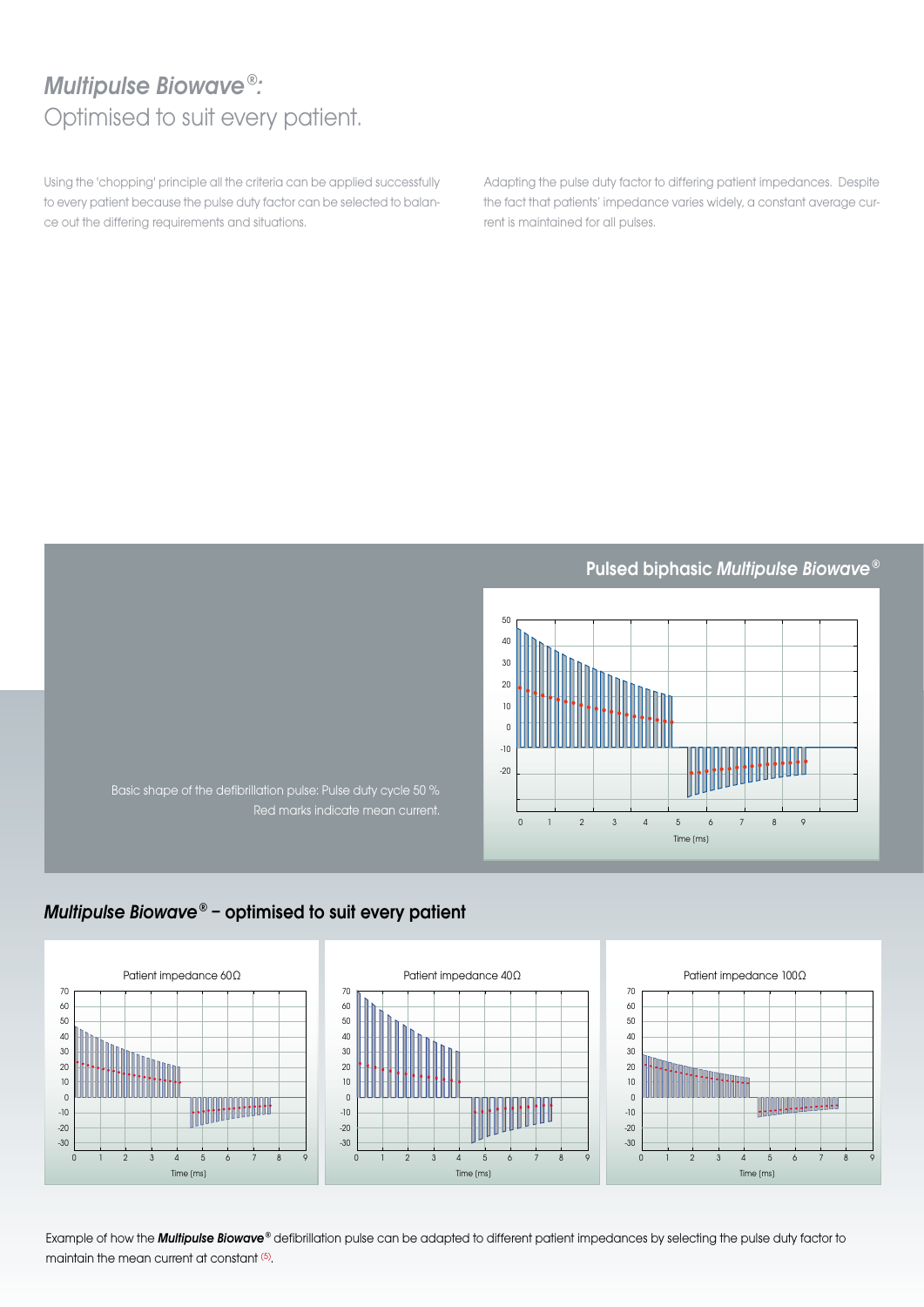# *Multipulse Biowave®:*
Optimised to suit every patient.

Using the 'chopping' principle all the criteria can be applied successfully to every patient because the pulse duty factor can be selected to balance out the differing requirements and situations.

Adapting the pulse duty factor to differing patient impedances. Despite the fact that patients' impedance varies widely, a constant average current is maintained for all pulses.

## Pulsed biphasic *Multipulse Biowave®*

Basic shape of the defibrillation pulse: Pulse duty cycle 50 %
Red marks indicate mean current.

## *Multipulse Biowave®* – optimised to suit every patient

Patient impedance 60Ω

Patient impedance 40Ω

Patient impedance 100Ω

Example of how the ***Multipulse Biowave®*** defibrillation pulse can be adapted to different patient impedances by selecting the pulse duty factor to maintain the mean current at constant [5].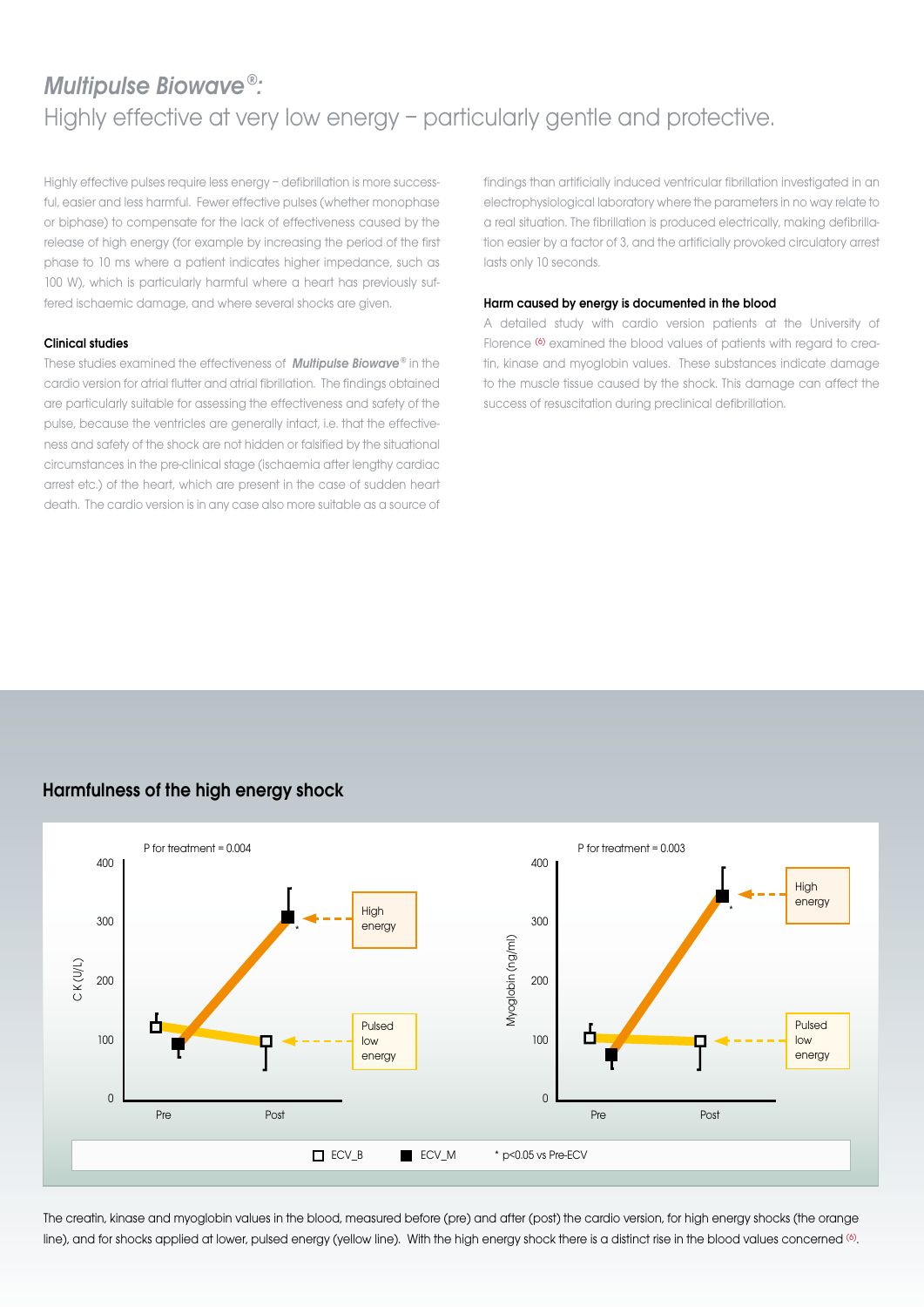# *Multipulse Biowave®:*
Highly effective at very low energy – particularly gentle and protective.

Highly effective pulses require less energy – defibrillation is more successful, easier and less harmful. Fewer effective pulses (whether monophase or biphase) to compensate for the lack of effectiveness caused by the release of high energy (for example by increasing the period of the first phase to 10 ms where a patient indicates higher impedance, such as 100 W), which is particularly harmful where a heart has previously suffered ischaemic damage, and where several shocks are given.

### Clinical studies

These studies examined the effectiveness of ***Multipulse Biowave®*** in the cardio version for atrial flutter and atrial fibrillation. The findings obtained are particularly suitable for assessing the effectiveness and safety of the pulse, because the ventricles are generally intact, i.e. that the effectiveness and safety of the shock are not hidden or falsified by the situational circumstances in the pre-clinical stage (ischaemia after lengthy cardiac arrest etc.) of the heart, which are present in the case of sudden heart death. The cardio version is in any case also more suitable as a source of findings than artificially induced ventricular fibrillation investigated in an electrophysiological laboratory where the parameters in no way relate to a real situation. The fibrillation is produced electrically, making defibrillation easier by a factor of 3, and the artificially provoked circulatory arrest lasts only 10 seconds.

### Harm caused by energy is documented in the blood

A detailed study with cardio version patients at the University of Florence [6] examined the blood values of patients with regard to creatin, kinase and myoglobin values. These substances indicate damage to the muscle tissue caused by the shock. This damage can affect the success of resuscitation during preclinical defibrillation.

## Harmfulness of the high energy shock

The creatin, kinase and myoglobin values in the blood, measured before (pre) and after (post) the cardio version, for high energy shocks (the orange line), and for shocks applied at lower, pulsed energy (yellow line). With the high energy shock there is a distinct rise in the blood values concerned [6].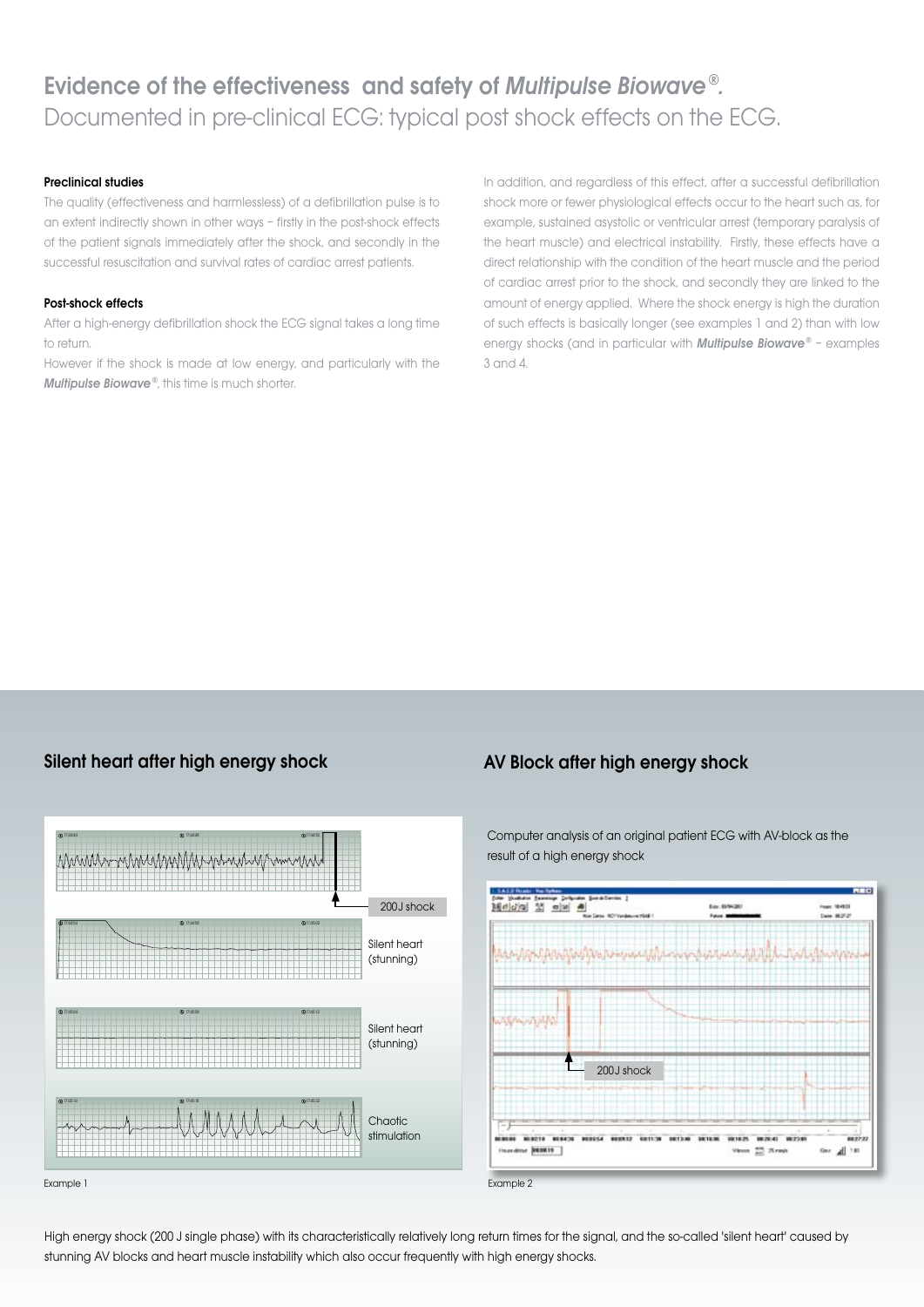# Evidence of the effectiveness and safety of *Multipulse Biowave®*.

## Documented in pre-clinical ECG: typical post shock effects on the ECG.

**Preclinical studies**

The quality (effectiveness and harmlessless) of a defibrillation pulse is to an extent indirectly shown in other ways – firstly in the post-shock effects of the patient signals immediately after the shock, and secondly in the successful resuscitation and survival rates of cardiac arrest patients.

**Post-shock effects**

After a high-energy defibrillation shock the ECG signal takes a long time to return.

However if the shock is made at low energy, and particularly with the ***Multipulse Biowave®***, this time is much shorter.

In addition, and regardless of this effect, after a successful defibrillation shock more or fewer physiological effects occur to the heart such as, for example, sustained asystolic or ventricular arrest (temporary paralysis of the heart muscle) and electrical instability. Firstly, these effects have a direct relationship with the condition of the heart muscle and the period of cardiac arrest prior to the shock, and secondly they are linked to the amount of energy applied. Where the shock energy is high the duration of such effects is basically longer (see examples 1 and 2) than with low energy shocks (and in particular with ***Multipulse Biowave®*** – examples 3 and 4.

### Silent heart after high energy shock

200J shock

Silent heart (stunning)

Silent heart (stunning)

Chaotic stimulation

Example 1

### AV Block after high energy shock

Computer analysis of an original patient ECG with AV-block as the result of a high energy shock

200J shock

Example 2

High energy shock (200 J single phase) with its characteristically relatively long return times for the signal, and the so-called 'silent heart' caused by stunning AV blocks and heart muscle instability which also occur frequently with high energy shocks.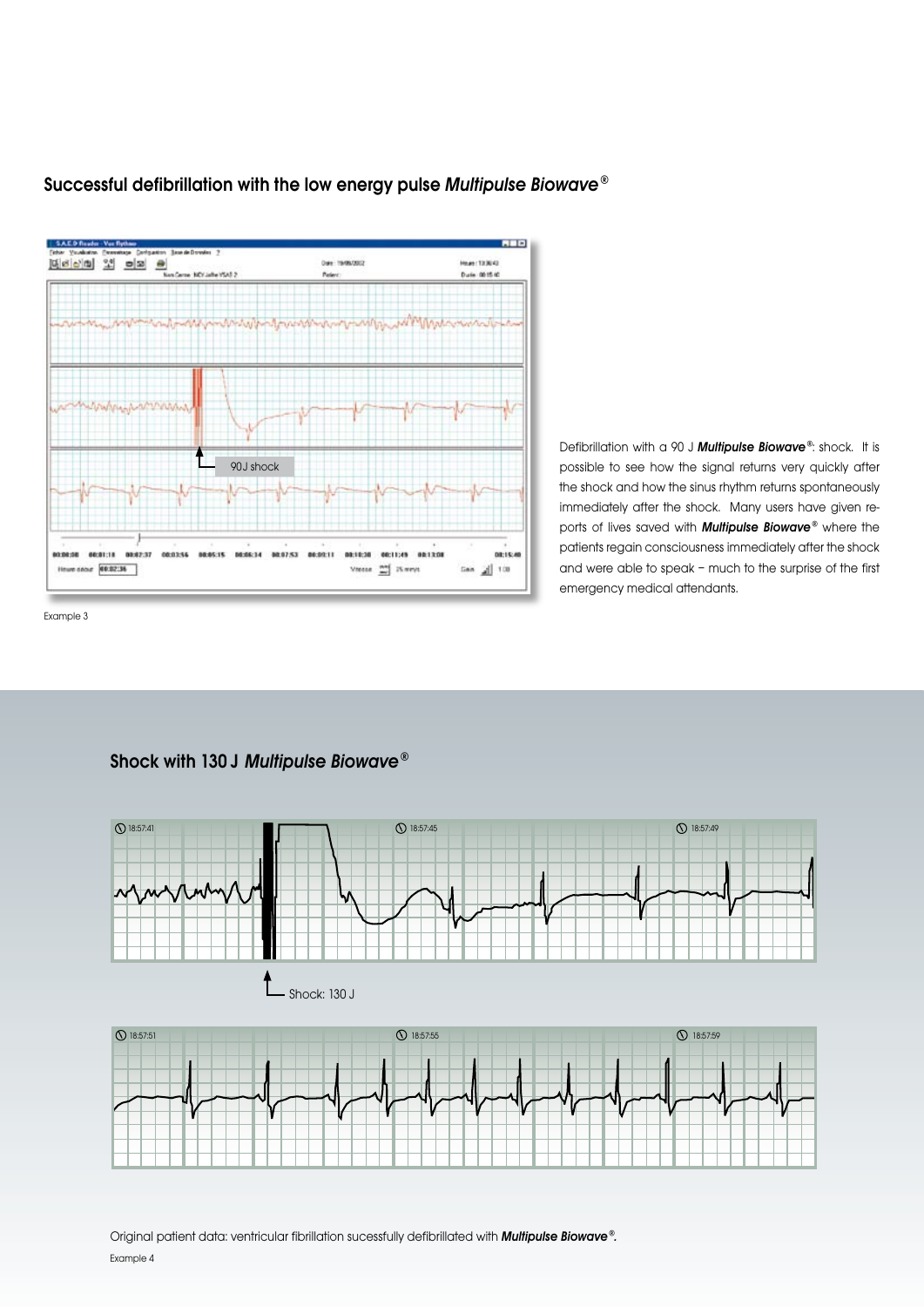## Successful defibrillation with the low energy pulse *Multipulse Biowave*®

90J shock

Example 3

Defibrillation with a 90 J ***Multipulse Biowave***®: shock. It is possible to see how the signal returns very quickly after the shock and how the sinus rhythm returns spontaneously immediately after the shock. Many users have given reports of lives saved with ***Multipulse Biowave***® where the patients regain consciousness immediately after the shock and were able to speak – much to the surprise of the first emergency medical attendants.

## Shock with 130 J *Multipulse Biowave*®

18:57:41 18:57:45 18:57:49

Shock: 130 J

18:57:51 18:57:55 18:57:59

Original patient data: ventricular fibrillation sucessfully defibrillated with ***Multipulse Biowave***®.

Example 4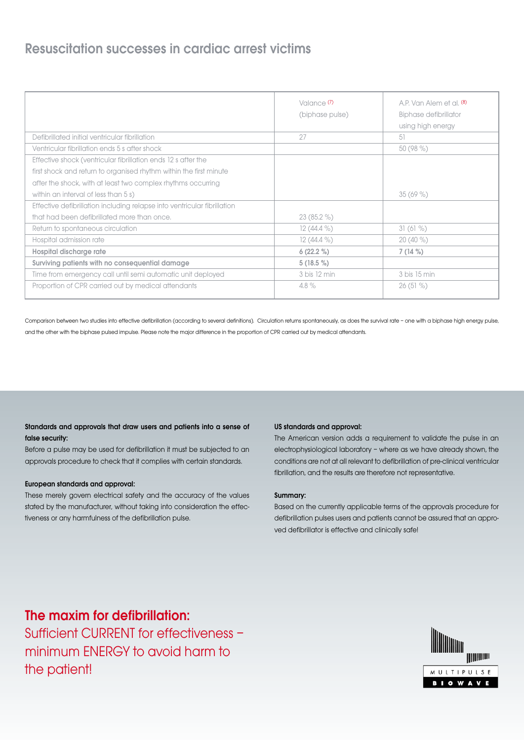## Resuscitation successes in cardiac arrest victims

| | Valance [7] (biphase pulse) | A.P. Van Alem et al. [8] Biphase defibrillator using high energy |
|---|---|---|
| Defibrillated initial ventricular fibrillation | 27 | 51 |
| Ventricular fibrillation ends 5 s after shock | | 50 (98 %) |
| Effective shock (ventricular fibrillation ends 12 s after the first shock and return to organised rhythm within the first minute after the shock, with at least two complex rhythms occurring within an interval of less than 5 s) | | 35 (69 %) |
| Effective defibrillation including relapse into ventricular fibrillation that had been defibrillated more than once. | 23 (85.2 %) | |
| Return to spontaneous circulation | 12 (44.4 %) | 31 (61 %) |
| Hospital admission rate | 12 (44.4 %) | 20 (40 %) |
| **Hospital discharge rate** | **6 (22.2 %)** | **7 (14 %)** |
| **Surviving patients with no consequential damage** | **5 (18.5 %)** | |
| Time from emergency call until semi automatic unit deployed | 3 bis 12 min | 3 bis 15 min |
| Proportion of CPR carried out by medical attendants | 4.8 % | 26 (51 %) |

Comparison between two studies into effective defibrillation (according to several definitions). Circulation returns spontaneously, as does the survival rate – one with a biphase high energy pulse, and the other with the biphase pulsed impulse. Please note the major difference in the proportion of CPR carried out by medical attendants.

**Standards and approvals that draw users and patients into a sense of false security:**
Before a pulse may be used for defibrillation it must be subjected to an approvals procedure to check that it complies with certain standards.

**European standards and approval:**
These merely govern electrical safety and the accuracy of the values stated by the manufacturer, without taking into consideration the effectiveness or any harmfulness of the defibrillation pulse.

**US standards and approval:**
The American version adds a requirement to validate the pulse in an electrophysiological laboratory – where as we have already shown, the conditions are not at all relevant to defibrillation of pre-clinical ventricular fibrillation, and the results are therefore not representative.

**Summary:**
Based on the currently applicable terms of the approvals procedure for defibrillation pulses users and patients cannot be assured that an approved defibrillator is effective and clinically safe!

**The maxim for defibrillation:**
Sufficient CURRENT for effectiveness – minimum ENERGY to avoid harm to the patient!

MULTIPULSE BIOWAVE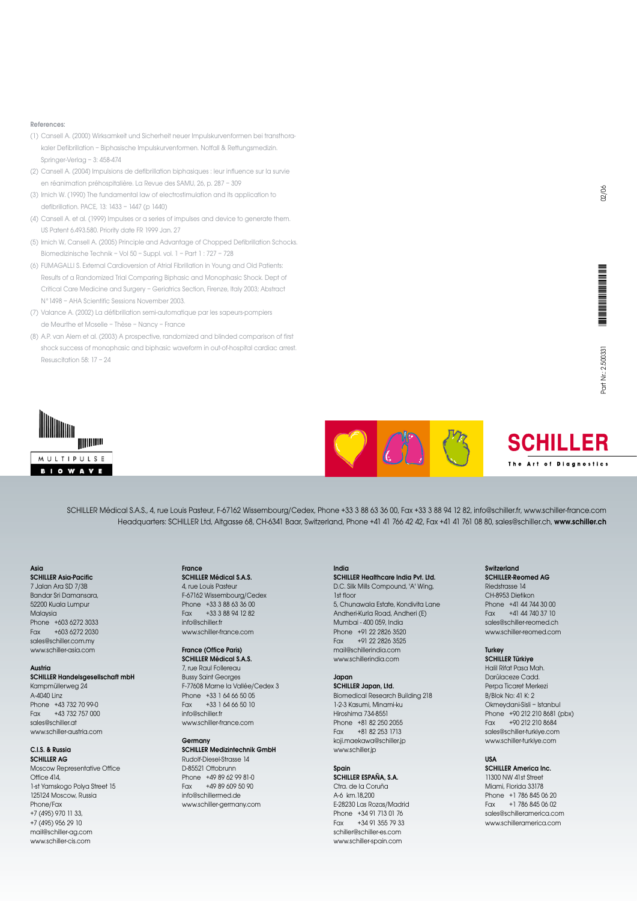**References:**

(1) Cansell A. (2000) Wirksamkeit und Sicherheit neuer Impulskurvenformen bei transthorakaler Defibrillation – Biphasische Impulskurvenformen. Notfall & Rettungsmedizin. Springer-Verlag – 3: 458-474

(2) Cansell A. (2004) Impulsions de defibrillation biphasiques : leur influence sur la survie en réanimation préhospitalière. La Revue des SAMU, 26, p. 287 – 309

(3) Irnich W. (1990) The fundamental law of electrostimulation and its application to defibrillation. PACE, 13: 1433 – 1447 (p 1440)

(4) Cansell A. et al. (1999) Impulses or a series of impulses and device to generate them. US Patent 6.493.580. Priority date FR 1999 Jan. 27

(5) Irnich W, Cansell A. (2005) Principle and Advantage of Chopped Defibrillation Schocks. Biomedizinische Technik – Vol 50 – Suppl. vol. 1 – Part 1 : 727 – 728

(6) FUMAGALLI S. External Cardioversion of Atrial Fibrillation in Young and Old Patients: Results of a Randomized Trial Comparing Biphasic and Monophasic Shock. Dept of Critical Care Medicine and Surgery – Geriatrics Section, Firenze, Italy 2003; Abstract N° 1498 – AHA Scientific Sessions November 2003.

(7) Valance A. (2002) La défibrillation semi-automatique par les sapeurs-pompiers de Meurthe et Moselle – Thèse – Nancy – France

(8) A.P. van Alem et al. (2003) A prospective, randomized and blinded comparison of first shock success of monophasic and biphasic waveform in out-of-hospital cardiac arrest. Resuscitation 58: 17 – 24

02/06

Part Nr.: 2.500331

MULTIPULSE BIOWAVE

**SCHILLER**
The Art of Diagnostics

SCHILLER Médical S.A.S., 4, rue Louis Pasteur, F-67162 Wissembourg/Cedex, Phone +33 3 88 63 36 00, Fax +33 3 88 94 12 82, info@schiller.fr, www.schiller-france.com
Headquarters: SCHILLER Ltd, Altgasse 68, CH-6341 Baar, Switzerland, Phone +41 41 766 42 42, Fax +41 41 761 08 80, sales@schiller.ch, **www.schiller.ch**

**Asia**
**SCHILLER Asia-Pacific**
7 Jalan Ara SD 7/3B
Bandar Sri Damansara,
52200 Kuala Lumpur
Malaysia
Phone +603 6272 3033
Fax +603 6272 2030
sales@schiller.com.my
www.schiller-asia.com

**Austria**
**SCHILLER Handelsgesellschaft mbH**
Kampmüllerweg 24
A-4040 Linz
Phone +43 732 70 99-0
Fax +43 732 757 000
sales@schiller.at
www.schiller-austria.com

**C.I.S. & Russia**
**SCHILLER AG**
Moscow Representative Office
Office 414,
1-st Yamskogo Polya Street 15
125124 Moscow, Russia
Phone/Fax
+7 (495) 970 11 33,
+7 (495) 956 29 10
mail@schiller-ag.com
www.schiller-cis.com

**France**
**SCHILLER Médical S.A.S.**
4, rue Louis Pasteur
F-67162 Wissembourg/Cedex
Phone +33 3 88 63 36 00
Fax +33 3 88 94 12 82
info@schiller.fr
www.schiller-france.com

**France (Office Paris)**
**SCHILLER Médical S.A.S.**
7, rue Raul Follereau
Bussy Saint Georges
F-77608 Marne la Vallée/Cedex 3
Phone +33 1 64 66 50 05
Fax +33 1 64 66 50 10
info@schiller.fr
www.schiller-france.com

**Germany**
**SCHILLER Medizintechnik GmbH**
Rudolf-Diesel-Strasse 14
D-85521 Ottobrunn
Phone +49 89 62 99 81-0
Fax +49 89 609 50 90
info@schillermed.de
www.schiller-germany.com

**India**
**SCHILLER Healthcare India Pvt. Ltd.**
D.C. Silk Mills Compound, 'A' Wing,
1st floor
5, Chunawala Estate, Kondivita Lane
Andheri-Kurla Road, Andheri (E)
Mumbai - 400 059, India
Phone +91 22 2826 3520
Fax +91 22 2826 3525
mail@schillerindia.com
www.schillerindia.com

**Japan**
**SCHILLER Japan, Ltd.**
Biomedical Research Building 218
1-2-3 Kasumi, Minami-ku
Hiroshima 734-8551
Phone +81 82 250 2055
Fax +81 82 253 1713
koji.maekawa@schiller.jp
www.schiller.jp

**Spain**
**SCHILLER ESPAÑA, S.A.**
Ctra. de la Coruña
A-6 km.18,200
E-28230 Las Rozas/Madrid
Phone +34 91 713 01 76
Fax +34 91 355 79 33
schiller@schiller-es.com
www.schiller-spain.com

**Switzerland**
**SCHILLER-Reomed AG**
Riedstrasse 14
CH-8953 Dietikon
Phone +41 44 744 30 00
Fax +41 44 740 37 10
sales@schiller-reomed.ch
www.schiller-reomed.com

**Turkey**
**SCHILLER Türkiye**
Halil Rifat Pasa Mah.
Darülaceze Cadd.
Perpa Ticaret Merkezi
B/Blok No: 41 K: 2
Okmeydani-Sisli – Istanbul
Phone +90 212 210 8681 (pbx)
Fax +90 212 210 8684
sales@schiller-turkiye.com
www.schiller-turkiye.com

**USA**
**SCHILLER America Inc.**
11300 NW 41st Street
Miami, Florida 33178
Phone +1 786 845 06 20
Fax +1 786 845 06 02
sales@schilleramerica.com
www.schilleramerica.com